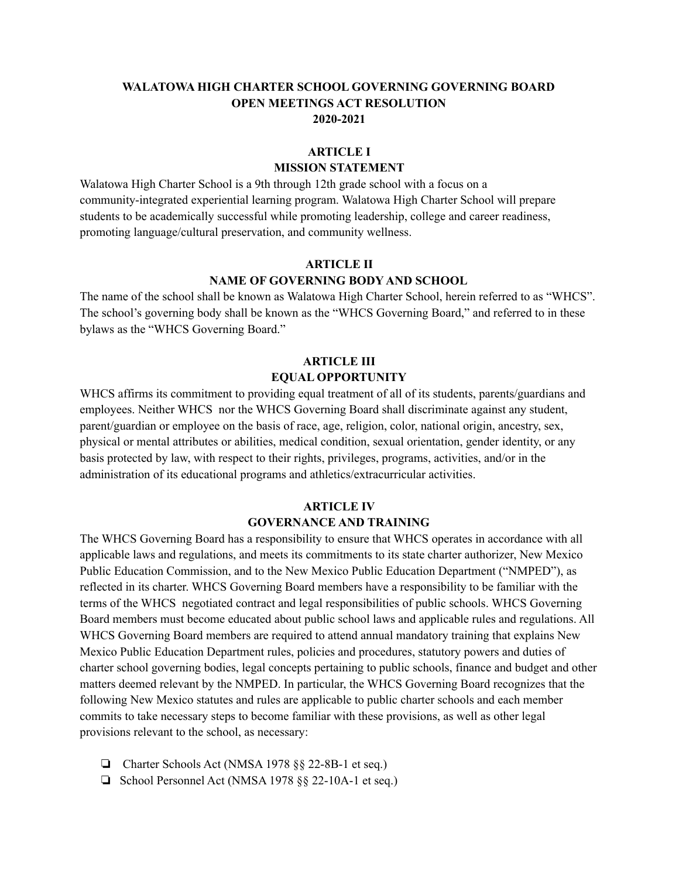# WALATOWA HIGH CHARTER SCHOOL GOVERNING GOVERNING BOARD
# OPEN MEETINGS ACT RESOLUTION
# 2020-2021

## ARTICLE I
## MISSION STATEMENT

Walatowa High Charter School is a 9th through 12th grade school with a focus on a community-integrated experiential learning program. Walatowa High Charter School will prepare students to be academically successful while promoting leadership, college and career readiness, promoting language/cultural preservation, and community wellness.

## ARTICLE II
## NAME OF GOVERNING BODY AND SCHOOL

The name of the school shall be known as Walatowa High Charter School, herein referred to as "WHCS". The school's governing body shall be known as the "WHCS Governing Board," and referred to in these bylaws as the "WHCS Governing Board."

## ARTICLE III
## EQUAL OPPORTUNITY

WHCS affirms its commitment to providing equal treatment of all of its students, parents/guardians and employees. Neither WHCS nor the WHCS Governing Board shall discriminate against any student, parent/guardian or employee on the basis of race, age, religion, color, national origin, ancestry, sex, physical or mental attributes or abilities, medical condition, sexual orientation, gender identity, or any basis protected by law, with respect to their rights, privileges, programs, activities, and/or in the administration of its educational programs and athletics/extracurricular activities.

## ARTICLE IV
## GOVERNANCE AND TRAINING

The WHCS Governing Board has a responsibility to ensure that WHCS operates in accordance with all applicable laws and regulations, and meets its commitments to its state charter authorizer, New Mexico Public Education Commission, and to the New Mexico Public Education Department ("NMPED"), as reflected in its charter. WHCS Governing Board members have a responsibility to be familiar with the terms of the WHCS negotiated contract and legal responsibilities of public schools. WHCS Governing Board members must become educated about public school laws and applicable rules and regulations. All WHCS Governing Board members are required to attend annual mandatory training that explains New Mexico Public Education Department rules, policies and procedures, statutory powers and duties of charter school governing bodies, legal concepts pertaining to public schools, finance and budget and other matters deemed relevant by the NMPED. In particular, the WHCS Governing Board recognizes that the following New Mexico statutes and rules are applicable to public charter schools and each member commits to take necessary steps to become familiar with these provisions, as well as other legal provisions relevant to the school, as necessary:

- ❏ Charter Schools Act (NMSA 1978 §§ 22-8B-1 et seq.)
- ❏ School Personnel Act (NMSA 1978 §§ 22-10A-1 et seq.)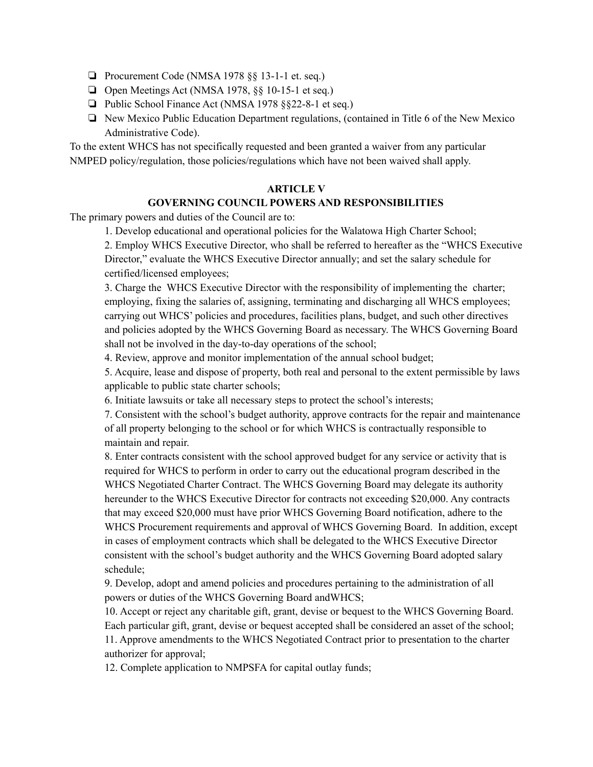- ❏ Procurement Code (NMSA 1978 §§ 13-1-1 et. seq.)
- ❏ Open Meetings Act (NMSA 1978, §§ 10-15-1 et seq.)
- ❏ Public School Finance Act (NMSA 1978 §§22-8-1 et seq.)
- ❏ New Mexico Public Education Department regulations, (contained in Title 6 of the New Mexico Administrative Code).

To the extent WHCS has not specifically requested and been granted a waiver from any particular NMPED policy/regulation, those policies/regulations which have not been waived shall apply.

**ARTICLE V**

**GOVERNING COUNCIL POWERS AND RESPONSIBILITIES**

The primary powers and duties of the Council are to:

1. Develop educational and operational policies for the Walatowa High Charter School;
2. Employ WHCS Executive Director, who shall be referred to hereafter as the "WHCS Executive Director," evaluate the WHCS Executive Director annually; and set the salary schedule for certified/licensed employees;
3. Charge the WHCS Executive Director with the responsibility of implementing the charter; employing, fixing the salaries of, assigning, terminating and discharging all WHCS employees; carrying out WHCS' policies and procedures, facilities plans, budget, and such other directives and policies adopted by the WHCS Governing Board as necessary. The WHCS Governing Board shall not be involved in the day-to-day operations of the school;
4. Review, approve and monitor implementation of the annual school budget;
5. Acquire, lease and dispose of property, both real and personal to the extent permissible by laws applicable to public state charter schools;
6. Initiate lawsuits or take all necessary steps to protect the school's interests;
7. Consistent with the school's budget authority, approve contracts for the repair and maintenance of all property belonging to the school or for which WHCS is contractually responsible to maintain and repair.
8. Enter contracts consistent with the school approved budget for any service or activity that is required for WHCS to perform in order to carry out the educational program described in the WHCS Negotiated Charter Contract. The WHCS Governing Board may delegate its authority hereunder to the WHCS Executive Director for contracts not exceeding $20,000. Any contracts that may exceed $20,000 must have prior WHCS Governing Board notification, adhere to the WHCS Procurement requirements and approval of WHCS Governing Board. In addition, except in cases of employment contracts which shall be delegated to the WHCS Executive Director consistent with the school's budget authority and the WHCS Governing Board adopted salary schedule;
9. Develop, adopt and amend policies and procedures pertaining to the administration of all powers or duties of the WHCS Governing Board andWHCS;
10. Accept or reject any charitable gift, grant, devise or bequest to the WHCS Governing Board. Each particular gift, grant, devise or bequest accepted shall be considered an asset of the school;
11. Approve amendments to the WHCS Negotiated Contract prior to presentation to the charter authorizer for approval;
12. Complete application to NMPSFA for capital outlay funds;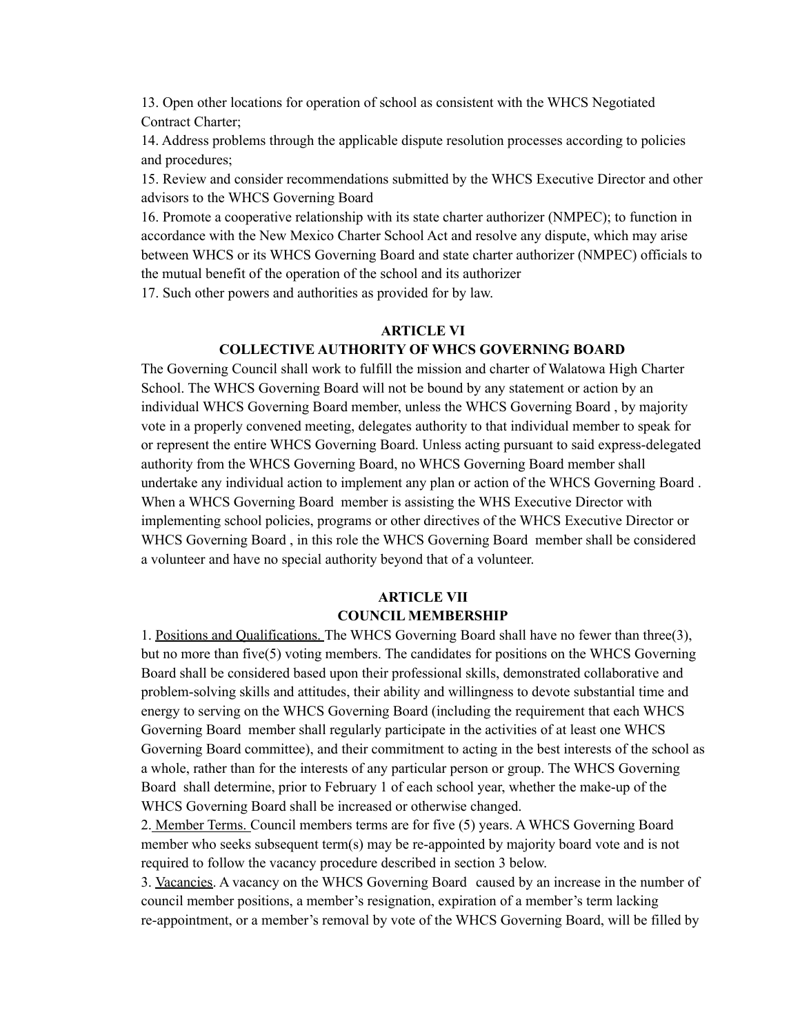13. Open other locations for operation of school as consistent with the WHCS Negotiated Contract Charter;

14. Address problems through the applicable dispute resolution processes according to policies and procedures;

15. Review and consider recommendations submitted by the WHCS Executive Director and other advisors to the WHCS Governing Board

16. Promote a cooperative relationship with its state charter authorizer (NMPEC); to function in accordance with the New Mexico Charter School Act and resolve any dispute, which may arise between WHCS or its WHCS Governing Board and state charter authorizer (NMPEC) officials to the mutual benefit of the operation of the school and its authorizer

17. Such other powers and authorities as provided for by law.

## ARTICLE VI
## COLLECTIVE AUTHORITY OF WHCS GOVERNING BOARD

The Governing Council shall work to fulfill the mission and charter of Walatowa High Charter School. The WHCS Governing Board will not be bound by any statement or action by an individual WHCS Governing Board member, unless the WHCS Governing Board , by majority vote in a properly convened meeting, delegates authority to that individual member to speak for or represent the entire WHCS Governing Board. Unless acting pursuant to said express-delegated authority from the WHCS Governing Board, no WHCS Governing Board member shall undertake any individual action to implement any plan or action of the WHCS Governing Board . When a WHCS Governing Board member is assisting the WHS Executive Director with implementing school policies, programs or other directives of the WHCS Executive Director or WHCS Governing Board , in this role the WHCS Governing Board member shall be considered a volunteer and have no special authority beyond that of a volunteer.

## ARTICLE VII
## COUNCIL MEMBERSHIP

1. Positions and Qualifications. The WHCS Governing Board shall have no fewer than three(3), but no more than five(5) voting members. The candidates for positions on the WHCS Governing Board shall be considered based upon their professional skills, demonstrated collaborative and problem-solving skills and attitudes, their ability and willingness to devote substantial time and energy to serving on the WHCS Governing Board (including the requirement that each WHCS Governing Board member shall regularly participate in the activities of at least one WHCS Governing Board committee), and their commitment to acting in the best interests of the school as a whole, rather than for the interests of any particular person or group. The WHCS Governing Board shall determine, prior to February 1 of each school year, whether the make-up of the WHCS Governing Board shall be increased or otherwise changed.

2. Member Terms. Council members terms are for five (5) years. A WHCS Governing Board member who seeks subsequent term(s) may be re-appointed by majority board vote and is not required to follow the vacancy procedure described in section 3 below.

3. Vacancies. A vacancy on the WHCS Governing Board caused by an increase in the number of council member positions, a member's resignation, expiration of a member's term lacking re-appointment, or a member's removal by vote of the WHCS Governing Board, will be filled by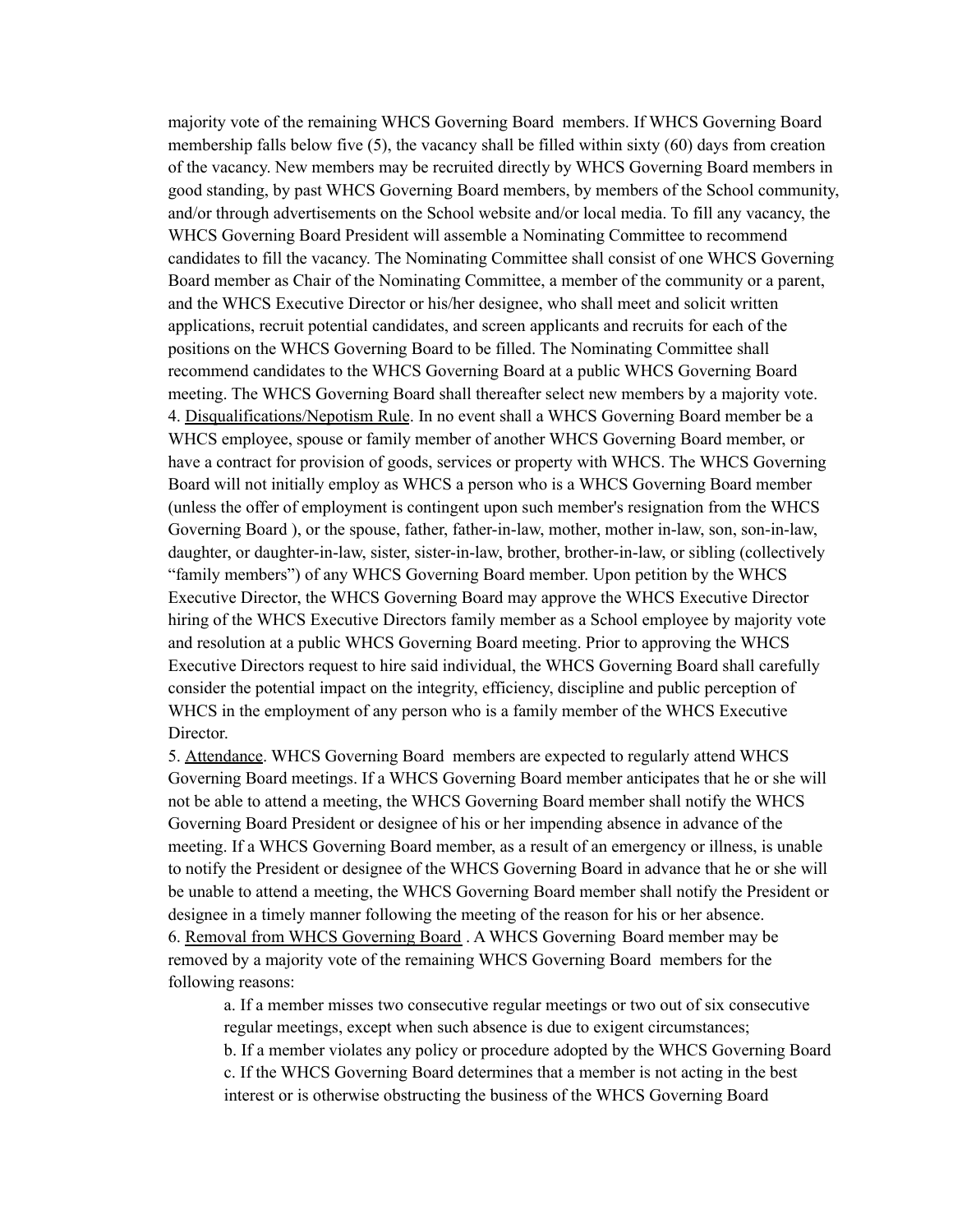majority vote of the remaining WHCS Governing Board members. If WHCS Governing Board membership falls below five (5), the vacancy shall be filled within sixty (60) days from creation of the vacancy. New members may be recruited directly by WHCS Governing Board members in good standing, by past WHCS Governing Board members, by members of the School community, and/or through advertisements on the School website and/or local media. To fill any vacancy, the WHCS Governing Board President will assemble a Nominating Committee to recommend candidates to fill the vacancy. The Nominating Committee shall consist of one WHCS Governing Board member as Chair of the Nominating Committee, a member of the community or a parent, and the WHCS Executive Director or his/her designee, who shall meet and solicit written applications, recruit potential candidates, and screen applicants and recruits for each of the positions on the WHCS Governing Board to be filled. The Nominating Committee shall recommend candidates to the WHCS Governing Board at a public WHCS Governing Board meeting. The WHCS Governing Board shall thereafter select new members by a majority vote.

4. <u>Disqualifications/Nepotism Rule</u>. In no event shall a WHCS Governing Board member be a WHCS employee, spouse or family member of another WHCS Governing Board member, or have a contract for provision of goods, services or property with WHCS. The WHCS Governing Board will not initially employ as WHCS a person who is a WHCS Governing Board member (unless the offer of employment is contingent upon such member's resignation from the WHCS Governing Board ), or the spouse, father, father-in-law, mother, mother in-law, son, son-in-law, daughter, or daughter-in-law, sister, sister-in-law, brother, brother-in-law, or sibling (collectively "family members") of any WHCS Governing Board member. Upon petition by the WHCS Executive Director, the WHCS Governing Board may approve the WHCS Executive Director hiring of the WHCS Executive Directors family member as a School employee by majority vote and resolution at a public WHCS Governing Board meeting. Prior to approving the WHCS Executive Directors request to hire said individual, the WHCS Governing Board shall carefully consider the potential impact on the integrity, efficiency, discipline and public perception of WHCS in the employment of any person who is a family member of the WHCS Executive Director.

5. <u>Attendance</u>. WHCS Governing Board members are expected to regularly attend WHCS Governing Board meetings. If a WHCS Governing Board member anticipates that he or she will not be able to attend a meeting, the WHCS Governing Board member shall notify the WHCS Governing Board President or designee of his or her impending absence in advance of the meeting. If a WHCS Governing Board member, as a result of an emergency or illness, is unable to notify the President or designee of the WHCS Governing Board in advance that he or she will be unable to attend a meeting, the WHCS Governing Board member shall notify the President or designee in a timely manner following the meeting of the reason for his or her absence.

6. <u>Removal from WHCS Governing Board</u> . A WHCS Governing Board member may be removed by a majority vote of the remaining WHCS Governing Board members for the following reasons:

a. If a member misses two consecutive regular meetings or two out of six consecutive regular meetings, except when such absence is due to exigent circumstances;
b. If a member violates any policy or procedure adopted by the WHCS Governing Board
c. If the WHCS Governing Board determines that a member is not acting in the best interest or is otherwise obstructing the business of the WHCS Governing Board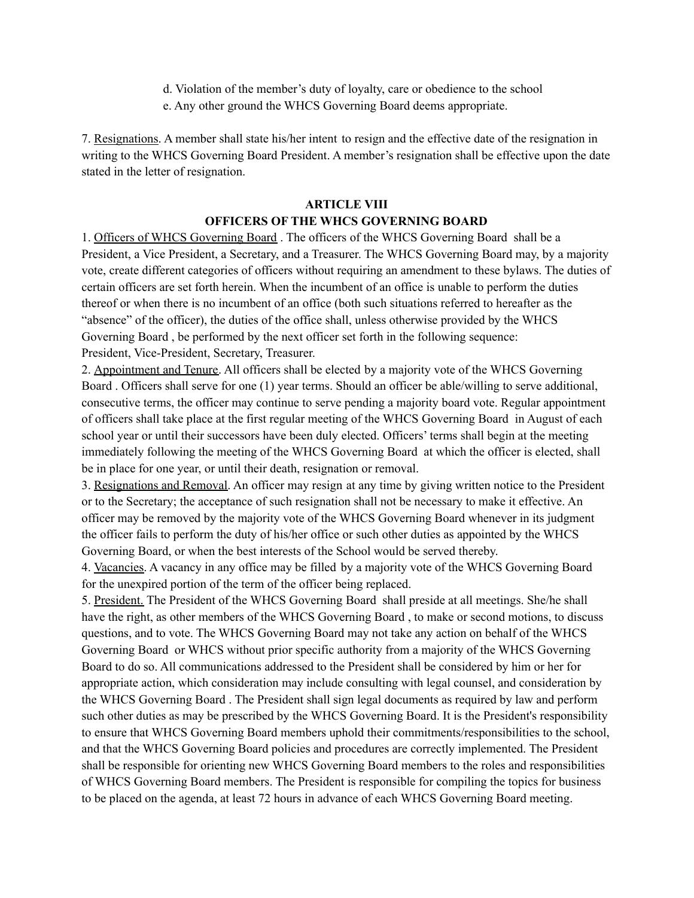d. Violation of the member's duty of loyalty, care or obedience to the school
e. Any other ground the WHCS Governing Board deems appropriate.

7. Resignations. A member shall state his/her intent to resign and the effective date of the resignation in writing to the WHCS Governing Board President. A member's resignation shall be effective upon the date stated in the letter of resignation.

## ARTICLE VIII
## OFFICERS OF THE WHCS GOVERNING BOARD

1. Officers of WHCS Governing Board . The officers of the WHCS Governing Board shall be a President, a Vice President, a Secretary, and a Treasurer. The WHCS Governing Board may, by a majority vote, create different categories of officers without requiring an amendment to these bylaws. The duties of certain officers are set forth herein. When the incumbent of an office is unable to perform the duties thereof or when there is no incumbent of an office (both such situations referred to hereafter as the "absence" of the officer), the duties of the office shall, unless otherwise provided by the WHCS Governing Board , be performed by the next officer set forth in the following sequence: President, Vice-President, Secretary, Treasurer.

2. Appointment and Tenure. All officers shall be elected by a majority vote of the WHCS Governing Board . Officers shall serve for one (1) year terms. Should an officer be able/willing to serve additional, consecutive terms, the officer may continue to serve pending a majority board vote. Regular appointment of officers shall take place at the first regular meeting of the WHCS Governing Board in August of each school year or until their successors have been duly elected. Officers' terms shall begin at the meeting immediately following the meeting of the WHCS Governing Board at which the officer is elected, shall be in place for one year, or until their death, resignation or removal.

3. Resignations and Removal. An officer may resign at any time by giving written notice to the President or to the Secretary; the acceptance of such resignation shall not be necessary to make it effective. An officer may be removed by the majority vote of the WHCS Governing Board whenever in its judgment the officer fails to perform the duty of his/her office or such other duties as appointed by the WHCS Governing Board, or when the best interests of the School would be served thereby.

4. Vacancies. A vacancy in any office may be filled by a majority vote of the WHCS Governing Board for the unexpired portion of the term of the officer being replaced.

5. President. The President of the WHCS Governing Board shall preside at all meetings. She/he shall have the right, as other members of the WHCS Governing Board , to make or second motions, to discuss questions, and to vote. The WHCS Governing Board may not take any action on behalf of the WHCS Governing Board or WHCS without prior specific authority from a majority of the WHCS Governing Board to do so. All communications addressed to the President shall be considered by him or her for appropriate action, which consideration may include consulting with legal counsel, and consideration by the WHCS Governing Board . The President shall sign legal documents as required by law and perform such other duties as may be prescribed by the WHCS Governing Board. It is the President's responsibility to ensure that WHCS Governing Board members uphold their commitments/responsibilities to the school, and that the WHCS Governing Board policies and procedures are correctly implemented. The President shall be responsible for orienting new WHCS Governing Board members to the roles and responsibilities of WHCS Governing Board members. The President is responsible for compiling the topics for business to be placed on the agenda, at least 72 hours in advance of each WHCS Governing Board meeting.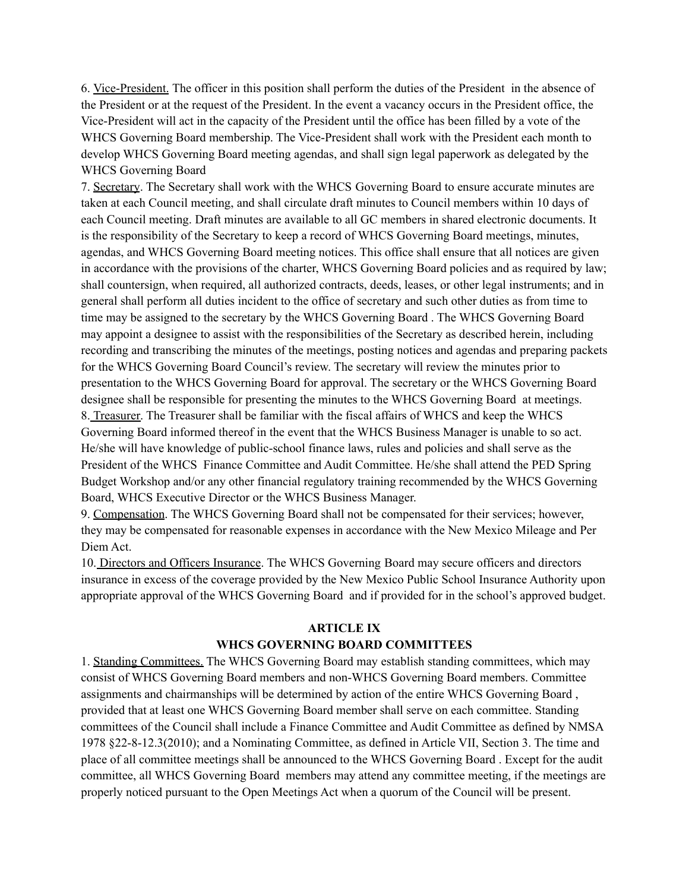6. Vice-President. The officer in this position shall perform the duties of the President in the absence of the President or at the request of the President. In the event a vacancy occurs in the President office, the Vice-President will act in the capacity of the President until the office has been filled by a vote of the WHCS Governing Board membership. The Vice-President shall work with the President each month to develop WHCS Governing Board meeting agendas, and shall sign legal paperwork as delegated by the WHCS Governing Board

7. Secretary. The Secretary shall work with the WHCS Governing Board to ensure accurate minutes are taken at each Council meeting, and shall circulate draft minutes to Council members within 10 days of each Council meeting. Draft minutes are available to all GC members in shared electronic documents. It is the responsibility of the Secretary to keep a record of WHCS Governing Board meetings, minutes, agendas, and WHCS Governing Board meeting notices. This office shall ensure that all notices are given in accordance with the provisions of the charter, WHCS Governing Board policies and as required by law; shall countersign, when required, all authorized contracts, deeds, leases, or other legal instruments; and in general shall perform all duties incident to the office of secretary and such other duties as from time to time may be assigned to the secretary by the WHCS Governing Board . The WHCS Governing Board may appoint a designee to assist with the responsibilities of the Secretary as described herein, including recording and transcribing the minutes of the meetings, posting notices and agendas and preparing packets for the WHCS Governing Board Council's review. The secretary will review the minutes prior to presentation to the WHCS Governing Board for approval. The secretary or the WHCS Governing Board designee shall be responsible for presenting the minutes to the WHCS Governing Board at meetings.

8. Treasurer. The Treasurer shall be familiar with the fiscal affairs of WHCS and keep the WHCS Governing Board informed thereof in the event that the WHCS Business Manager is unable to so act. He/she will have knowledge of public-school finance laws, rules and policies and shall serve as the President of the WHCS Finance Committee and Audit Committee. He/she shall attend the PED Spring Budget Workshop and/or any other financial regulatory training recommended by the WHCS Governing Board, WHCS Executive Director or the WHCS Business Manager.

9. Compensation. The WHCS Governing Board shall not be compensated for their services; however, they may be compensated for reasonable expenses in accordance with the New Mexico Mileage and Per Diem Act.

10. Directors and Officers Insurance. The WHCS Governing Board may secure officers and directors insurance in excess of the coverage provided by the New Mexico Public School Insurance Authority upon appropriate approval of the WHCS Governing Board and if provided for in the school's approved budget.

## ARTICLE IX
## WHCS GOVERNING BOARD COMMITTEES

1. Standing Committees. The WHCS Governing Board may establish standing committees, which may consist of WHCS Governing Board members and non-WHCS Governing Board members. Committee assignments and chairmanships will be determined by action of the entire WHCS Governing Board , provided that at least one WHCS Governing Board member shall serve on each committee. Standing committees of the Council shall include a Finance Committee and Audit Committee as defined by NMSA 1978 §22-8-12.3(2010); and a Nominating Committee, as defined in Article VII, Section 3. The time and place of all committee meetings shall be announced to the WHCS Governing Board . Except for the audit committee, all WHCS Governing Board members may attend any committee meeting, if the meetings are properly noticed pursuant to the Open Meetings Act when a quorum of the Council will be present.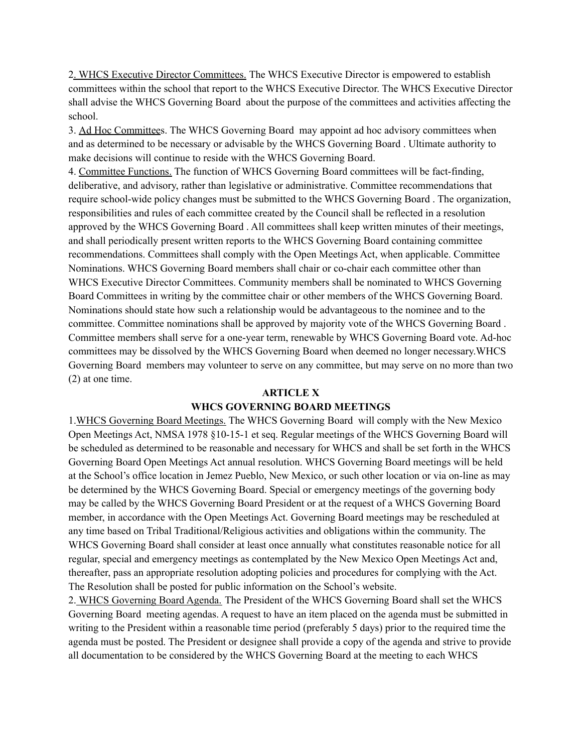2. <u>WHCS Executive Director Committees.</u> The WHCS Executive Director is empowered to establish committees within the school that report to the WHCS Executive Director. The WHCS Executive Director shall advise the WHCS Governing Board about the purpose of the committees and activities affecting the school.

3. <u>Ad Hoc Committees</u>. The WHCS Governing Board may appoint ad hoc advisory committees when and as determined to be necessary or advisable by the WHCS Governing Board . Ultimate authority to make decisions will continue to reside with the WHCS Governing Board.

4. <u>Committee Functions.</u> The function of WHCS Governing Board committees will be fact-finding, deliberative, and advisory, rather than legislative or administrative. Committee recommendations that require school-wide policy changes must be submitted to the WHCS Governing Board . The organization, responsibilities and rules of each committee created by the Council shall be reflected in a resolution approved by the WHCS Governing Board . All committees shall keep written minutes of their meetings, and shall periodically present written reports to the WHCS Governing Board containing committee recommendations. Committees shall comply with the Open Meetings Act, when applicable. Committee Nominations. WHCS Governing Board members shall chair or co-chair each committee other than WHCS Executive Director Committees. Community members shall be nominated to WHCS Governing Board Committees in writing by the committee chair or other members of the WHCS Governing Board. Nominations should state how such a relationship would be advantageous to the nominee and to the committee. Committee nominations shall be approved by majority vote of the WHCS Governing Board . Committee members shall serve for a one-year term, renewable by WHCS Governing Board vote. Ad-hoc committees may be dissolved by the WHCS Governing Board when deemed no longer necessary.WHCS Governing Board members may volunteer to serve on any committee, but may serve on no more than two (2) at one time.

## ARTICLE X
## WHCS GOVERNING BOARD MEETINGS

1. <u>WHCS Governing Board Meetings.</u> The WHCS Governing Board will comply with the New Mexico Open Meetings Act, NMSA 1978 §10-15-1 et seq. Regular meetings of the WHCS Governing Board will be scheduled as determined to be reasonable and necessary for WHCS and shall be set forth in the WHCS Governing Board Open Meetings Act annual resolution. WHCS Governing Board meetings will be held at the School's office location in Jemez Pueblo, New Mexico, or such other location or via on-line as may be determined by the WHCS Governing Board. Special or emergency meetings of the governing body may be called by the WHCS Governing Board President or at the request of a WHCS Governing Board member, in accordance with the Open Meetings Act. Governing Board meetings may be rescheduled at any time based on Tribal Traditional/Religious activities and obligations within the community. The WHCS Governing Board shall consider at least once annually what constitutes reasonable notice for all regular, special and emergency meetings as contemplated by the New Mexico Open Meetings Act and, thereafter, pass an appropriate resolution adopting policies and procedures for complying with the Act. The Resolution shall be posted for public information on the School's website.

2. <u>WHCS Governing Board Agenda.</u> The President of the WHCS Governing Board shall set the WHCS Governing Board meeting agendas. A request to have an item placed on the agenda must be submitted in writing to the President within a reasonable time period (preferably 5 days) prior to the required time the agenda must be posted. The President or designee shall provide a copy of the agenda and strive to provide all documentation to be considered by the WHCS Governing Board at the meeting to each WHCS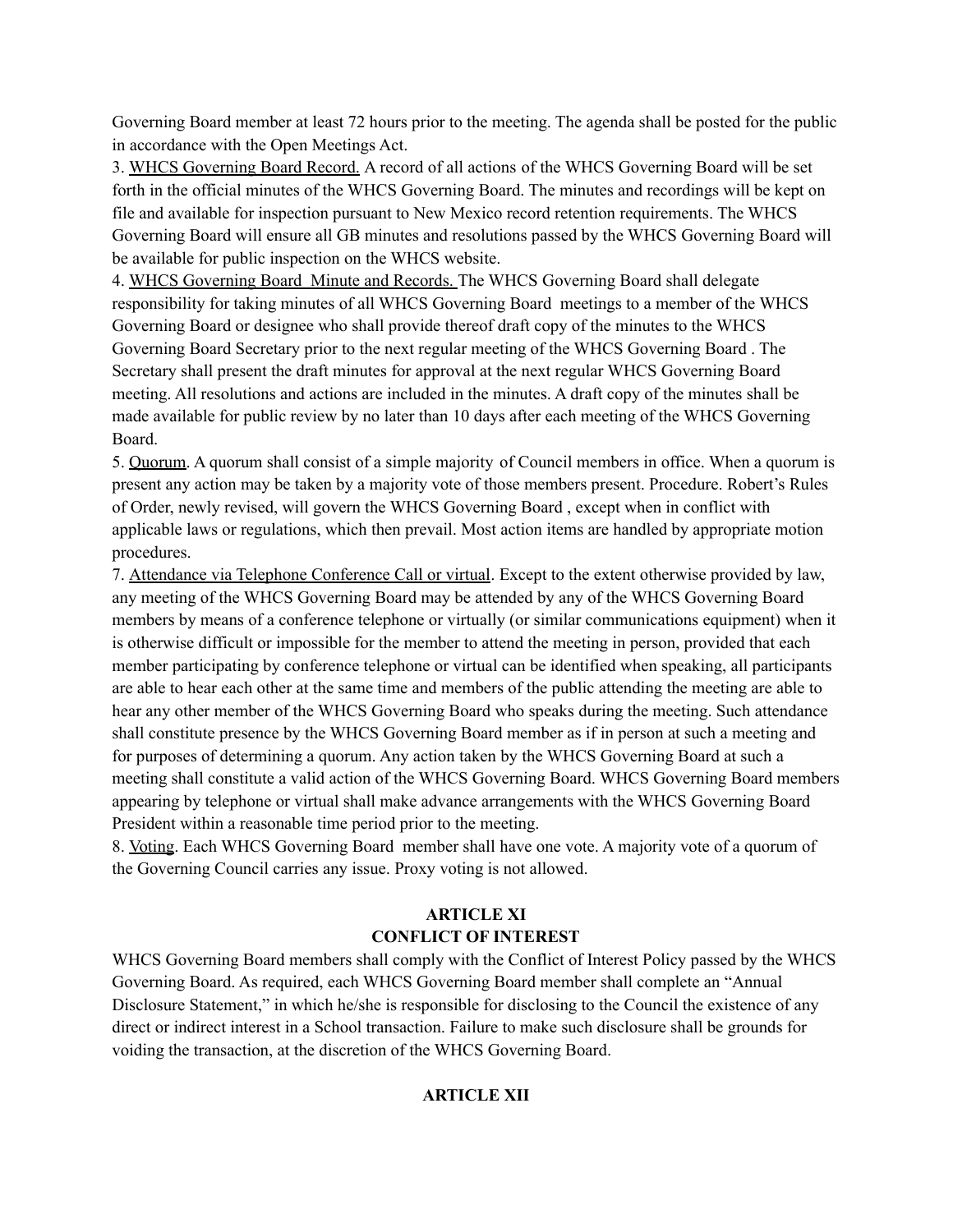Governing Board member at least 72 hours prior to the meeting. The agenda shall be posted for the public in accordance with the Open Meetings Act.

3. WHCS Governing Board Record. A record of all actions of the WHCS Governing Board will be set forth in the official minutes of the WHCS Governing Board. The minutes and recordings will be kept on file and available for inspection pursuant to New Mexico record retention requirements. The WHCS Governing Board will ensure all GB minutes and resolutions passed by the WHCS Governing Board will be available for public inspection on the WHCS website.

4. WHCS Governing Board Minute and Records. The WHCS Governing Board shall delegate responsibility for taking minutes of all WHCS Governing Board meetings to a member of the WHCS Governing Board or designee who shall provide thereof draft copy of the minutes to the WHCS Governing Board Secretary prior to the next regular meeting of the WHCS Governing Board . The Secretary shall present the draft minutes for approval at the next regular WHCS Governing Board meeting. All resolutions and actions are included in the minutes. A draft copy of the minutes shall be made available for public review by no later than 10 days after each meeting of the WHCS Governing Board.

5. Quorum. A quorum shall consist of a simple majority of Council members in office. When a quorum is present any action may be taken by a majority vote of those members present. Procedure. Robert's Rules of Order, newly revised, will govern the WHCS Governing Board , except when in conflict with applicable laws or regulations, which then prevail. Most action items are handled by appropriate motion procedures.

7. Attendance via Telephone Conference Call or virtual. Except to the extent otherwise provided by law, any meeting of the WHCS Governing Board may be attended by any of the WHCS Governing Board members by means of a conference telephone or virtually (or similar communications equipment) when it is otherwise difficult or impossible for the member to attend the meeting in person, provided that each member participating by conference telephone or virtual can be identified when speaking, all participants are able to hear each other at the same time and members of the public attending the meeting are able to hear any other member of the WHCS Governing Board who speaks during the meeting. Such attendance shall constitute presence by the WHCS Governing Board member as if in person at such a meeting and for purposes of determining a quorum. Any action taken by the WHCS Governing Board at such a meeting shall constitute a valid action of the WHCS Governing Board. WHCS Governing Board members appearing by telephone or virtual shall make advance arrangements with the WHCS Governing Board President within a reasonable time period prior to the meeting.

8. Voting. Each WHCS Governing Board member shall have one vote. A majority vote of a quorum of the Governing Council carries any issue. Proxy voting is not allowed.

## ARTICLE XI
## CONFLICT OF INTEREST

WHCS Governing Board members shall comply with the Conflict of Interest Policy passed by the WHCS Governing Board. As required, each WHCS Governing Board member shall complete an "Annual Disclosure Statement," in which he/she is responsible for disclosing to the Council the existence of any direct or indirect interest in a School transaction. Failure to make such disclosure shall be grounds for voiding the transaction, at the discretion of the WHCS Governing Board.

## ARTICLE XII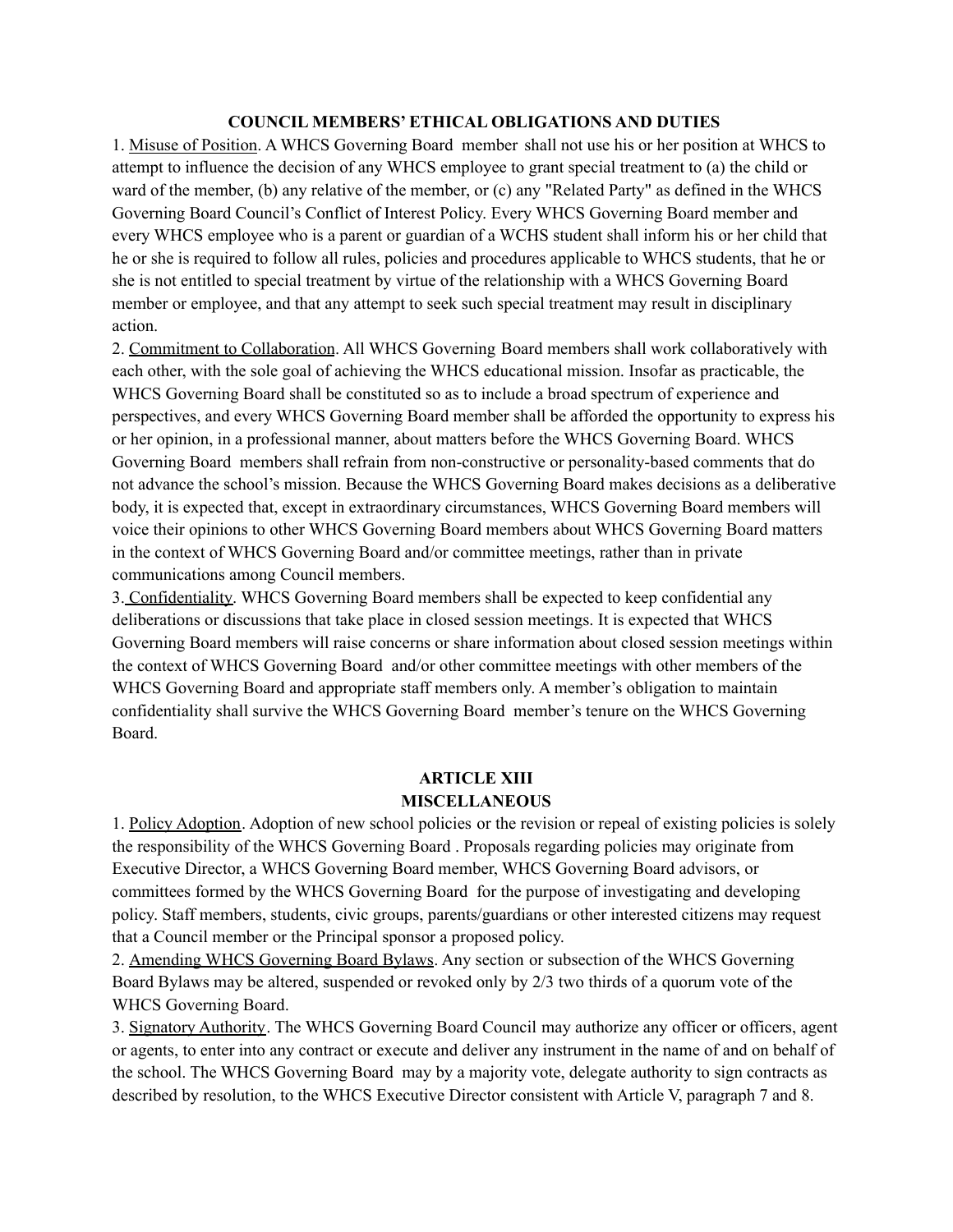**COUNCIL MEMBERS' ETHICAL OBLIGATIONS AND DUTIES**

1. Misuse of Position. A WHCS Governing Board member shall not use his or her position at WHCS to attempt to influence the decision of any WHCS employee to grant special treatment to (a) the child or ward of the member, (b) any relative of the member, or (c) any "Related Party" as defined in the WHCS Governing Board Council's Conflict of Interest Policy. Every WHCS Governing Board member and every WHCS employee who is a parent or guardian of a WCHS student shall inform his or her child that he or she is required to follow all rules, policies and procedures applicable to WHCS students, that he or she is not entitled to special treatment by virtue of the relationship with a WHCS Governing Board member or employee, and that any attempt to seek such special treatment may result in disciplinary action.

2. Commitment to Collaboration. All WHCS Governing Board members shall work collaboratively with each other, with the sole goal of achieving the WHCS educational mission. Insofar as practicable, the WHCS Governing Board shall be constituted so as to include a broad spectrum of experience and perspectives, and every WHCS Governing Board member shall be afforded the opportunity to express his or her opinion, in a professional manner, about matters before the WHCS Governing Board. WHCS Governing Board members shall refrain from non-constructive or personality-based comments that do not advance the school's mission. Because the WHCS Governing Board makes decisions as a deliberative body, it is expected that, except in extraordinary circumstances, WHCS Governing Board members will voice their opinions to other WHCS Governing Board members about WHCS Governing Board matters in the context of WHCS Governing Board and/or committee meetings, rather than in private communications among Council members.

3. Confidentiality. WHCS Governing Board members shall be expected to keep confidential any deliberations or discussions that take place in closed session meetings. It is expected that WHCS Governing Board members will raise concerns or share information about closed session meetings within the context of WHCS Governing Board and/or other committee meetings with other members of the WHCS Governing Board and appropriate staff members only. A member's obligation to maintain confidentiality shall survive the WHCS Governing Board member's tenure on the WHCS Governing Board.

## ARTICLE XIII
## MISCELLANEOUS

1. Policy Adoption. Adoption of new school policies or the revision or repeal of existing policies is solely the responsibility of the WHCS Governing Board . Proposals regarding policies may originate from Executive Director, a WHCS Governing Board member, WHCS Governing Board advisors, or committees formed by the WHCS Governing Board for the purpose of investigating and developing policy. Staff members, students, civic groups, parents/guardians or other interested citizens may request that a Council member or the Principal sponsor a proposed policy.

2. Amending WHCS Governing Board Bylaws. Any section or subsection of the WHCS Governing Board Bylaws may be altered, suspended or revoked only by 2/3 two thirds of a quorum vote of the WHCS Governing Board.

3. Signatory Authority. The WHCS Governing Board Council may authorize any officer or officers, agent or agents, to enter into any contract or execute and deliver any instrument in the name of and on behalf of the school. The WHCS Governing Board may by a majority vote, delegate authority to sign contracts as described by resolution, to the WHCS Executive Director consistent with Article V, paragraph 7 and 8.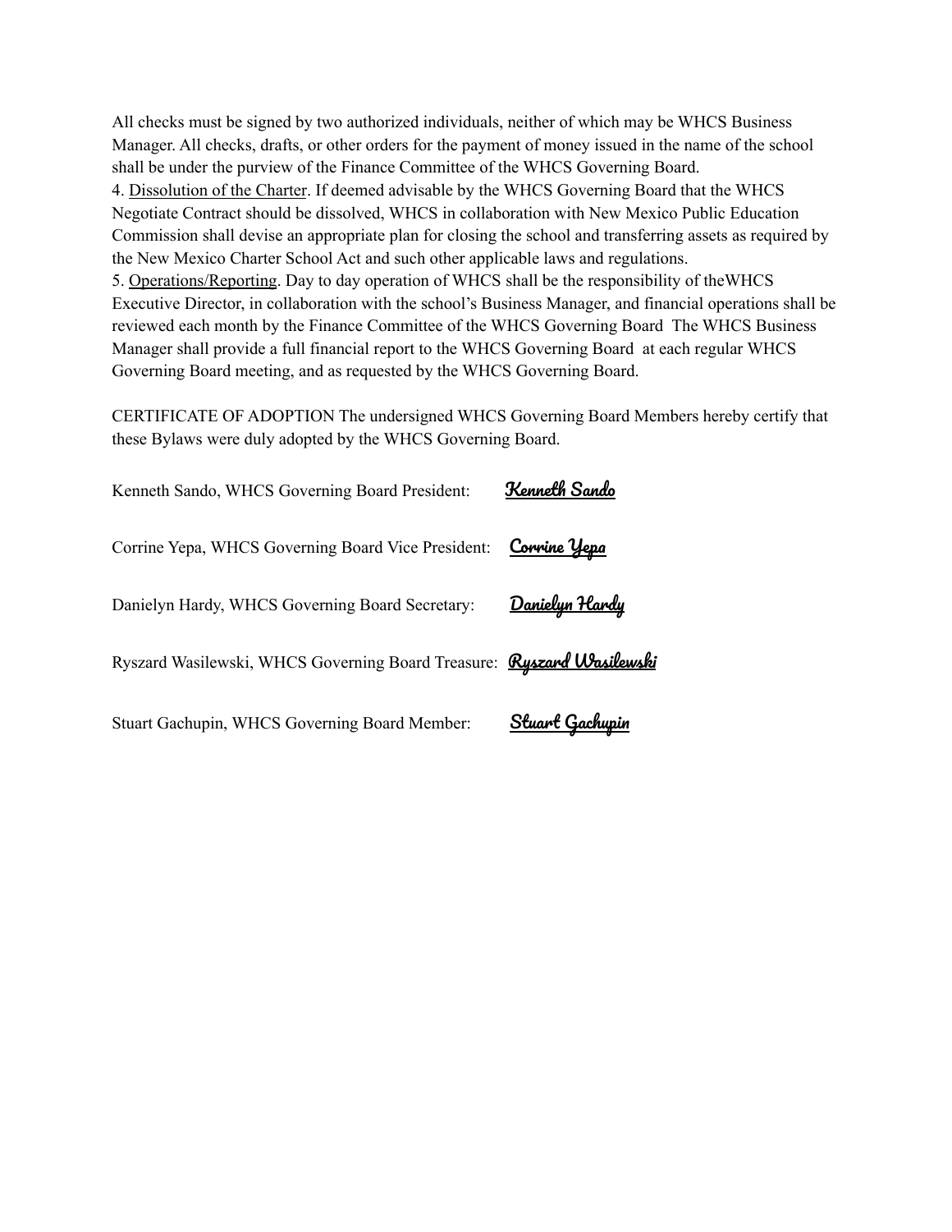All checks must be signed by two authorized individuals, neither of which may be WHCS Business Manager. All checks, drafts, or other orders for the payment of money issued in the name of the school shall be under the purview of the Finance Committee of the WHCS Governing Board.

4. Dissolution of the Charter. If deemed advisable by the WHCS Governing Board that the WHCS Negotiate Contract should be dissolved, WHCS in collaboration with New Mexico Public Education Commission shall devise an appropriate plan for closing the school and transferring assets as required by the New Mexico Charter School Act and such other applicable laws and regulations.

5. Operations/Reporting. Day to day operation of WHCS shall be the responsibility of theWHCS Executive Director, in collaboration with the school's Business Manager, and financial operations shall be reviewed each month by the Finance Committee of the WHCS Governing Board The WHCS Business Manager shall provide a full financial report to the WHCS Governing Board at each regular WHCS Governing Board meeting, and as requested by the WHCS Governing Board.

CERTIFICATE OF ADOPTION The undersigned WHCS Governing Board Members hereby certify that these Bylaws were duly adopted by the WHCS Governing Board.

Kenneth Sando, WHCS Governing Board President: Kenneth Sando

Corrine Yepa, WHCS Governing Board Vice President: Corrine Yepa

Danielyn Hardy, WHCS Governing Board Secretary: Danielyn Hardy

Ryszard Wasilewski, WHCS Governing Board Treasure: Ryszard Wasilewski

Stuart Gachupin, WHCS Governing Board Member: Stuart Gachupin